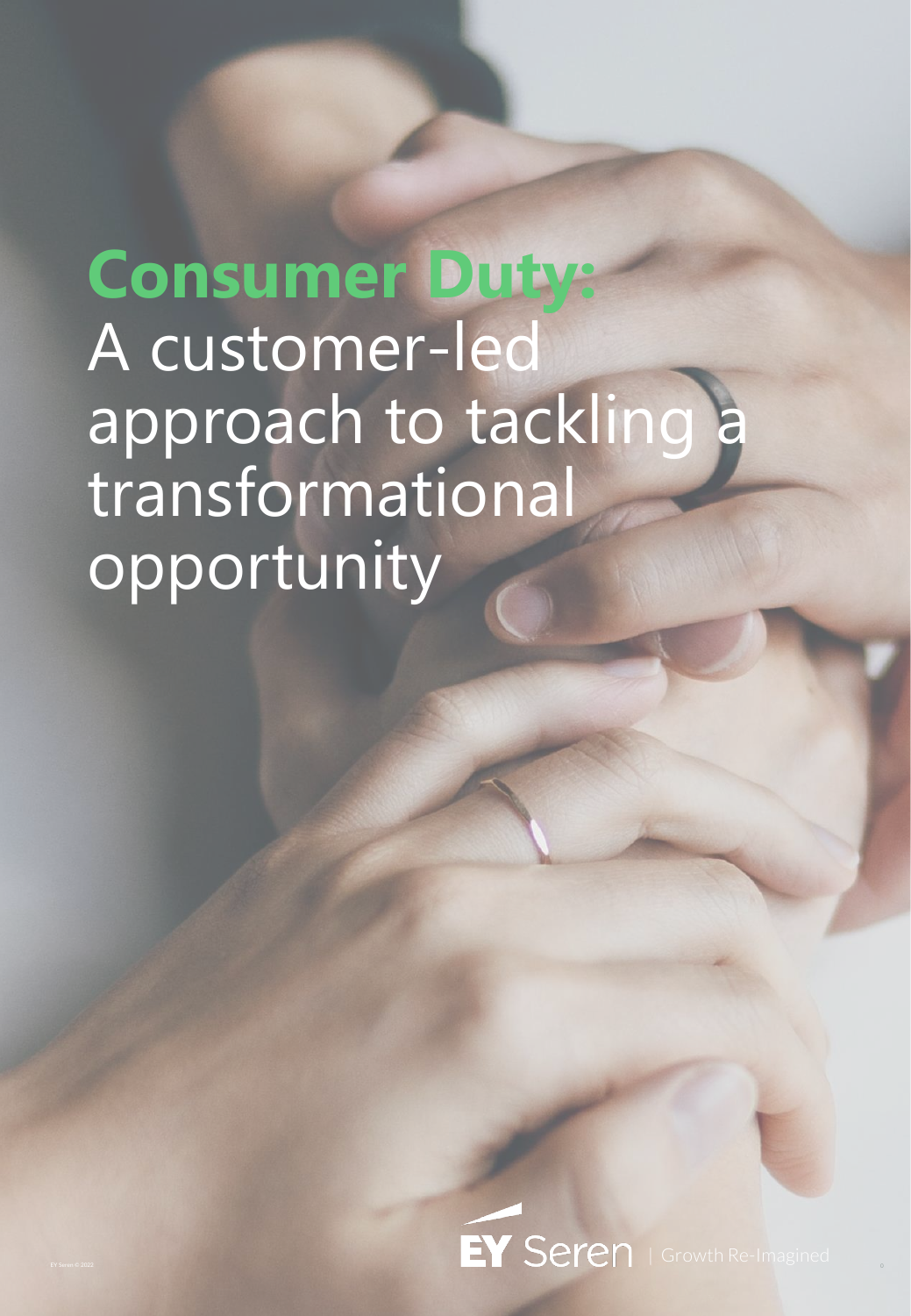# **Consumer Duty:** A customer-led approach to tackling a transformational opportunity

EY Seren | Growth Re-Imagined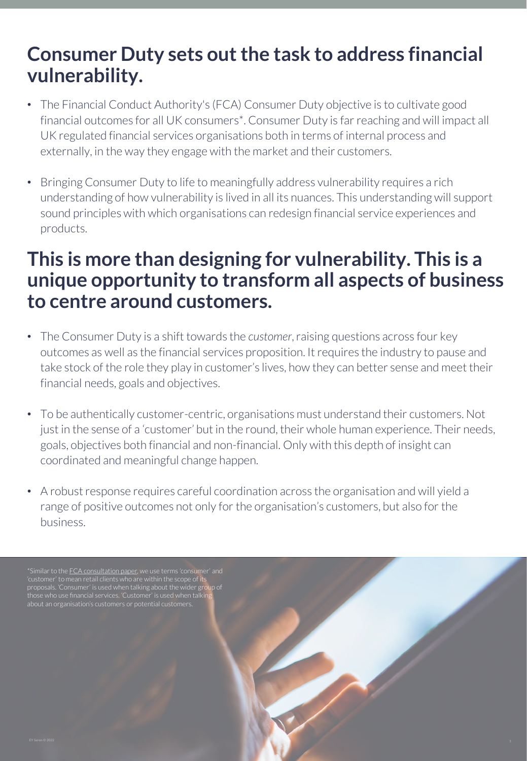# Consumer Duty sets out the task to address financial vulnerability.

- The Financial Conduct Authority's (FCA) Consumer Duty objective is to cultivate good financial outcomes for all UK consumers*. Consumer Duty is far reaching and will impact all UK regulated financial services organisations both in terms of internal process and externally, in the way they engage with the market and their customers.
- Bringing Consumer Duty to life to meaningfully address vulnerability requires a rich understanding of how vulnerability is lived in all its nuances. This understanding will support sound principles with which organisations can redesign financial service experiences and products.

# This is more than designing for vulnerability. This is a unique opportunity to transform all aspects of business to centre around customers.

- The Consumer Duty is a shift towards the *customer*, raising questions across four key outcomes as well as the financial services proposition. It requires the industry to pause and take stock of the role they play in customer's lives, how they can better sense and meet their financial needs, goals and objectives.
- To be authentically customer-centric, organisations must understand their customers. Not just in the sense of a 'customer' but in the round, their whole human experience. Their needs, goals, objectives both financial and non-financial. Only with this depth of insight can coordinated and meaningful change happen.
- A robust response requires careful coordination across the organisation and will yield a range of positive outcomes not only for the organisation's customers, but also for the business.

*Similar to the FCA consultation paper, we use terms 'consumer' and 'customer' to mean retail clients who are within the scope of its proposals. 'Consumer' is used when talking about the wider group of those who use financial services. 'Customer' is used when talking about an organisation's customers or potential customers.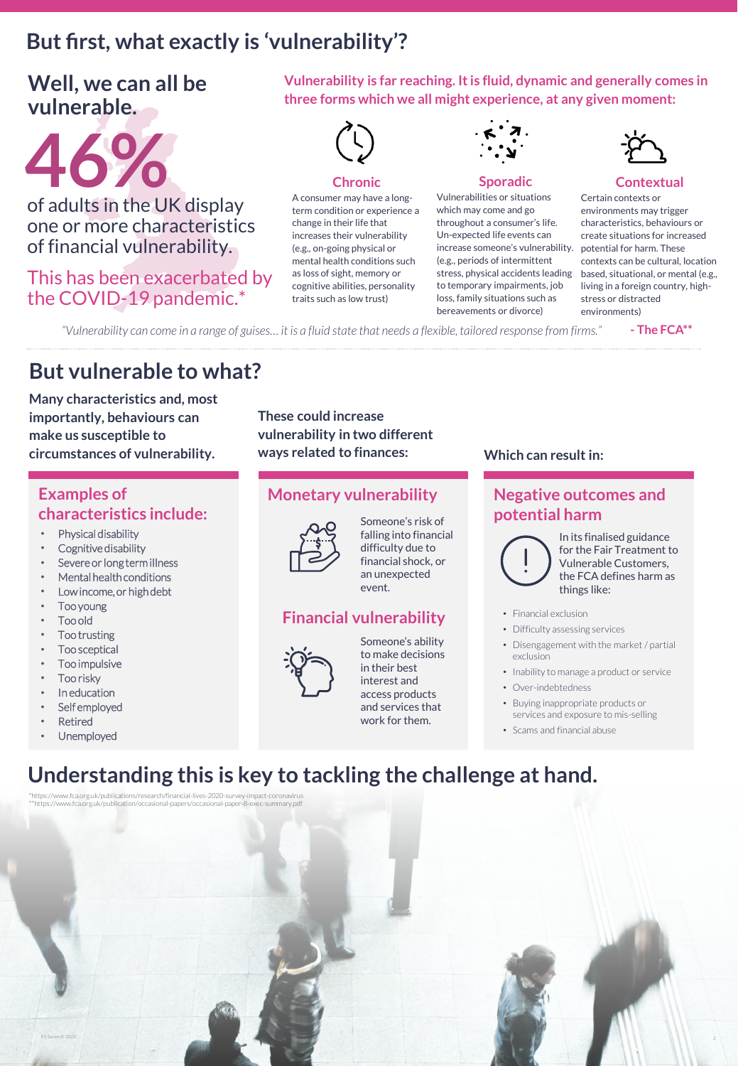# But first, what exactly is 'vulnerability'?

## Well, we can all be vulnerable.

**46%**

of adults in the UK display one or more characteristics of financial vulnerability.

This has been exacerbated by the COVID-19 pandemic.*

**Vulnerability is far reaching. It is fluid, dynamic and generally comes in three forms which we all might experience, at any given moment:**

### Chronic

A consumer may have a long-term condition or experience a change in their life that increases their vulnerability (e.g., on-going physical or mental health conditions such as loss of sight, memory or cognitive abilities, personality traits such as low trust)

### Sporadic

Vulnerabilities or situations which may come and go throughout a consumer's life. Un-expected life events can increase someone's vulnerability. (e.g., periods of intermittent stress, physical accidents leading to temporary impairments, job loss, family situations such as bereavements or divorce)

### Contextual

Certain contexts or environments may trigger characteristics, behaviours or create situations for increased potential for harm. These contexts can be cultural, location based, situational, or mental (e.g., living in a foreign country, high-stress or distracted environments)

*"Vulnerability can come in a range of guises… it is a fluid state that needs a flexible, tailored response from firms."* **- The FCA****

# But vulnerable to what?

**Many characteristics and, most importantly, behaviours can make us susceptible to circumstances of vulnerability.**

**These could increase vulnerability in two different ways related to finances:**

**Which can result in:**

## Examples of characteristics include:

- Physical disability
- Cognitive disability
- Severe or long term illness
- Mental health conditions
- Low income, or high debt
- Too young
- Too old
- Too trusting
- Too sceptical
- Too impulsive
- Too risky
- In education
- Self employed
- Retired
- Unemployed

## Monetary vulnerability

Someone's risk of falling into financial difficulty due to financial shock, or an unexpected event.

## Financial vulnerability

Someone's ability to make decisions in their best interest and access products and services that work for them.

## Negative outcomes and potential harm

In its finalised guidance for the Fair Treatment to Vulnerable Customers, the FCA defines harm as things like:

- Financial exclusion
- Difficulty assessing services
- Disengagement with the market / partial exclusion
- Inability to manage a product or service
- Over-indebtedness
- Buying inappropriate products or services and exposure to mis-selling
- Scams and financial abuse

# Understanding this is key to tackling the challenge at hand.

*https://www.fca.org.uk/publications/research/financial-lives-2020-survey-impact-coronavirus
**https://www.fca.org.uk/publication/occasional-papers/occasional-paper-8-exec-summary.pdf

EY Seren © 2022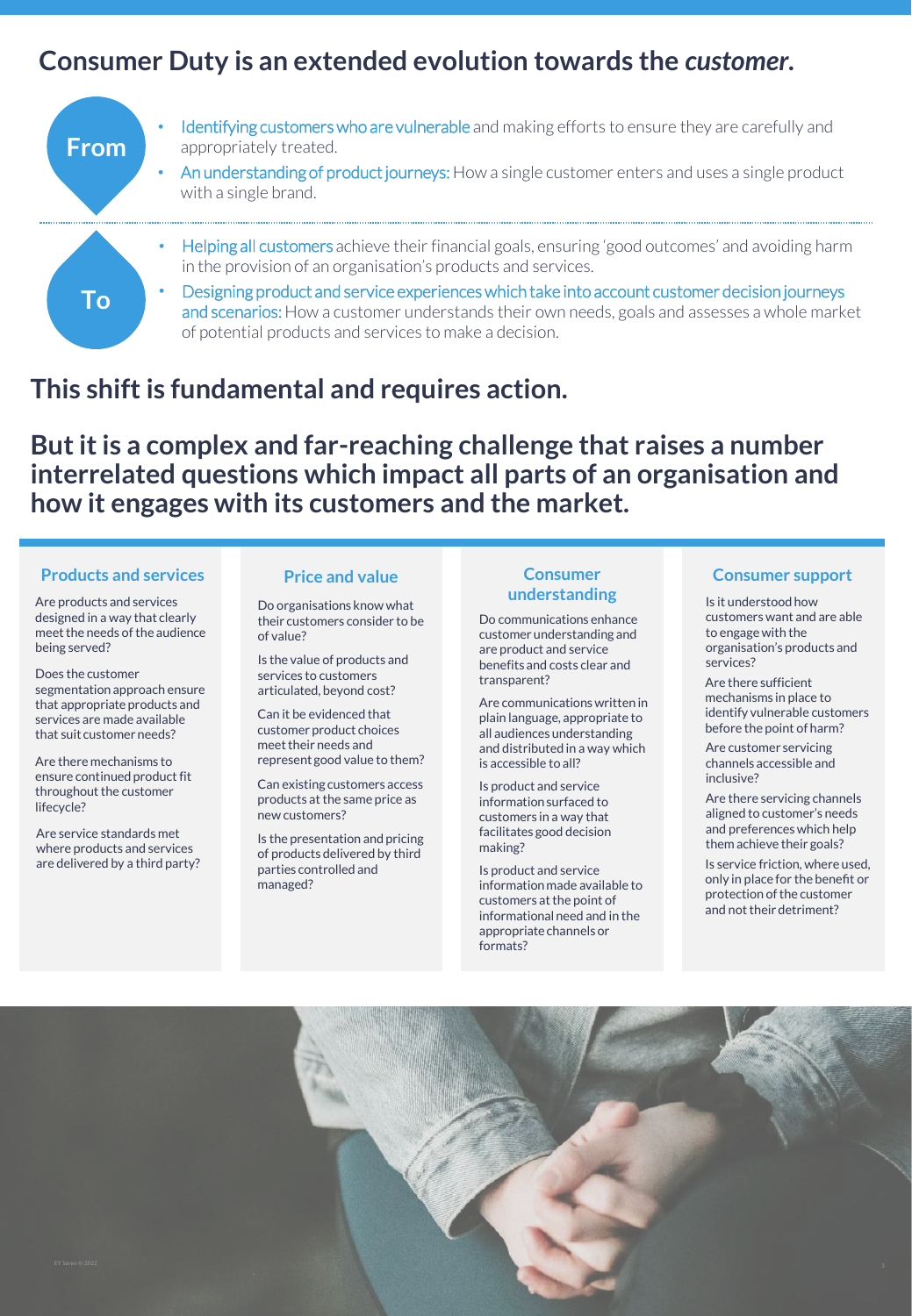# Consumer Duty is an extended evolution towards the *customer*.

**From**

- Identifying customers who are vulnerable and making efforts to ensure they are carefully and appropriately treated.
- An understanding of product journeys: How a single customer enters and uses a single product with a single brand.

**To**

- Helping all customers achieve their financial goals, ensuring 'good outcomes' and avoiding harm in the provision of an organisation's products and services.
- Designing product and service experiences which take into account customer decision journeys and scenarios: How a customer understands their own needs, goals and assesses a whole market of potential products and services to make a decision.

## This shift is fundamental and requires action.

## But it is a complex and far-reaching challenge that raises a number interrelated questions which impact all parts of an organisation and how it engages with its customers and the market.

### Products and services

Are products and services designed in a way that clearly meet the needs of the audience being served?

Does the customer segmentation approach ensure that appropriate products and services are made available that suit customer needs?

Are there mechanisms to ensure continued product fit throughout the customer lifecycle?

Are service standards met where products and services are delivered by a third party?

### Price and value

Do organisations know what their customers consider to be of value?

Is the value of products and services to customers articulated, beyond cost?

Can it be evidenced that customer product choices meet their needs and represent good value to them?

Can existing customers access products at the same price as new customers?

Is the presentation and pricing of products delivered by third parties controlled and managed?

### Consumer understanding

Do communications enhance customer understanding and are product and service benefits and costs clear and transparent?

Are communications written in plain language, appropriate to all audiences understanding and distributed in a way which is accessible to all?

Is product and service information surfaced to customers in a way that facilitates good decision making?

Is product and service information made available to customers at the point of informational need and in the appropriate channels or formats?

### Consumer support

Is it understood how customers want and are able to engage with the organisation's products and services?

Are there sufficient mechanisms in place to identify vulnerable customers before the point of harm?

Are customer servicing channels accessible and inclusive?

Are there servicing channels aligned to customer's needs and preferences which help them achieve their goals?

Is service friction, where used, only in place for the benefit or protection of the customer and not their detriment?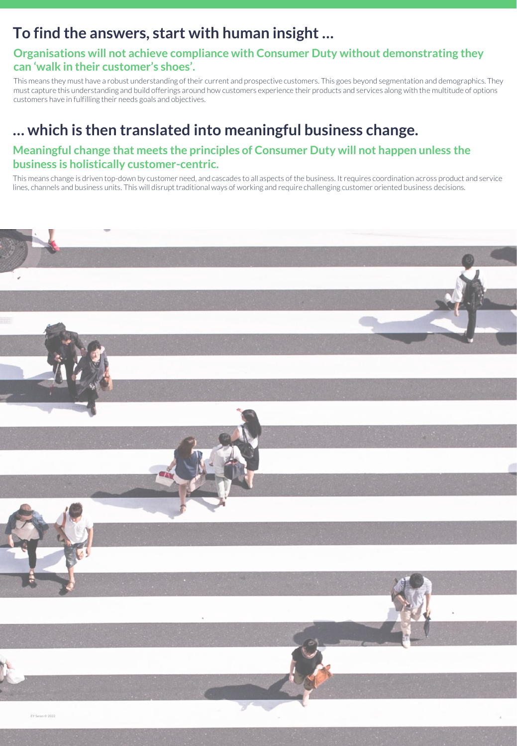# To find the answers, start with human insight …

## Organisations will not achieve compliance with Consumer Duty without demonstrating they can 'walk in their customer's shoes'.

This means they must have a robust understanding of their current and prospective customers. This goes beyond segmentation and demographics. They must capture this understanding and build offerings around how customers experience their products and services along with the multitude of options customers have in fulfilling their needs goals and objectives.

# … which is then translated into meaningful business change.

## Meaningful change that meets the principles of Consumer Duty will not happen unless the business is holistically customer-centric.

This means change is driven top-down by customer need, and cascades to all aspects of the business. It requires coordination across product and service lines, channels and business units. This will disrupt traditional ways of working and require challenging customer oriented business decisions.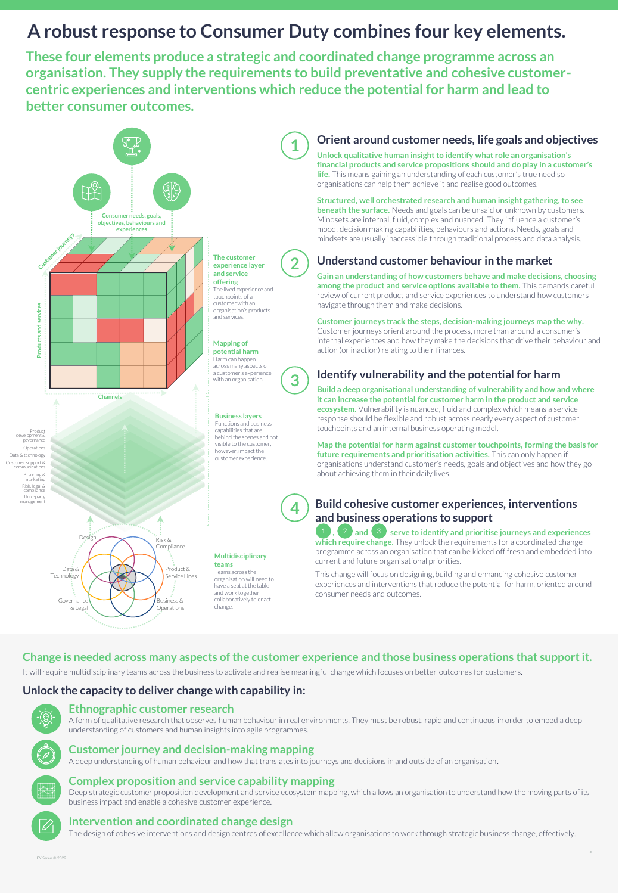# A robust response to Consumer Duty combines four key elements.

## These four elements produce a strategic and coordinated change programme across an organisation. They supply the requirements to build preventative and cohesive customer-centric experiences and interventions which reduce the potential for harm and lead to better consumer outcomes.

Consumer needs, goals, objectives, behaviours and experiences

Customer journeys

Products and services

Channels

**The customer experience layer and service offering**
The lived experience and touchpoints of a customer with an organisation's products and services.

**Mapping of potential harm**
Harm can happen across many aspects of a customer's experience with an organisation.

**Business layers**
Functions and business capabilities that are behind the scenes and not visible to the customer, however, impact the customer experience.

Product development & governance
Operations
Data & technology
Customer support & communications
Branding & marketing
Risk, legal & compliance
Third-party management

**Multidisciplinary teams**
Teams across the organisation will need to have a seat at the table and work together collaboratively to enact change.

Design
Risk & Compliance
Product & Service Lines
Business & Operations
Governance & Legal
Data & Technology

### 1 Orient around customer needs, life goals and objectives

**Unlock qualitative human insight to identify what role an organisation's financial products and service propositions should and do play in a customer's life.** This means gaining an understanding of each customer's true need so organisations can help them achieve it and realise good outcomes.

**Structured, well orchestrated research and human insight gathering, to see beneath the surface.** Needs and goals can be unsaid or unknown by customers. Mindsets are internal, fluid, complex and nuanced. They influence a customer's mood, decision making capabilities, behaviours and actions. Needs, goals and mindsets are usually inaccessible through traditional process and data analysis.

### 2 Understand customer behaviour in the market

**Gain an understanding of how customers behave and make decisions, choosing among the product and service options available to them.** This demands careful review of current product and service experiences to understand how customers navigate through them and make decisions.

**Customer journeys track the steps, decision-making journeys map the why.** Customer journeys orient around the process, more than around a consumer's internal experiences and how they make the decisions that drive their behaviour and action (or inaction) relating to their finances.

### 3 Identify vulnerability and the potential for harm

**Build a deep organisational understanding of vulnerability and how and where it can increase the potential for customer harm in the product and service ecosystem.** Vulnerability is nuanced, fluid and complex which means a service response should be flexible and robust across nearly every aspect of customer touchpoints and an internal business operating model.

**Map the potential for harm against customer touchpoints, forming the basis for future requirements and prioritisation activities.** This can only happen if organisations understand customer's needs, goals and objectives and how they go about achieving them in their daily lives.

### 4 Build cohesive customer experiences, interventions and business operations to support

**1, 2 and 3 serve to identify and prioritise journeys and experiences which require change.** They unlock the requirements for a coordinated change programme across an organisation that can be kicked off fresh and embedded into current and future organisational priorities.

This change will focus on designing, building and enhancing cohesive customer experiences and interventions that reduce the potential for harm, oriented around consumer needs and outcomes.

## Change is needed across many aspects of the customer experience and those business operations that support it.

It will require multidisciplinary teams across the business to activate and realise meaningful change which focuses on better outcomes for customers.

### Unlock the capacity to deliver change with capability in:

**Ethnographic customer research**
A form of qualitative research that observes human behaviour in real environments. They must be robust, rapid and continuous in order to embed a deep understanding of customers and human insights into agile programmes.

**Customer journey and decision-making mapping**
A deep understanding of human behaviour and how that translates into journeys and decisions in and outside of an organisation.

**Complex proposition and service capability mapping**
Deep strategic customer proposition development and service ecosystem mapping, which allows an organisation to understand how the moving parts of its business impact and enable a cohesive customer experience.

**Intervention and coordinated change design**
The design of cohesive interventions and design centres of excellence which allow organisations to work through strategic business change, effectively.

EY Seren © 2022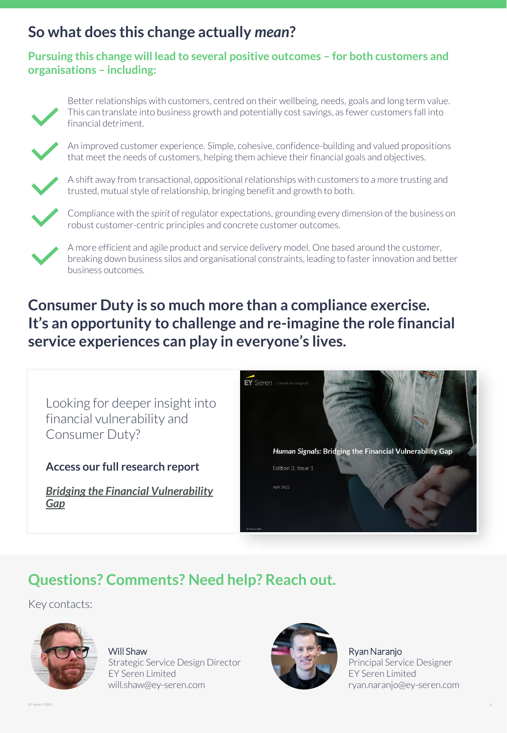## So what does this change actually *mean*?

**Pursuing this change will lead to several positive outcomes – for both customers and organisations – including:**

- Better relationships with customers, centred on their wellbeing, needs, goals and long term value. This can translate into business growth and potentially cost savings, as fewer customers fall into financial detriment.
- An improved customer experience. Simple, cohesive, confidence-building and valued propositions that meet the needs of customers, helping them achieve their financial goals and objectives.
- A shift away from transactional, oppositional relationships with customers to a more trusting and trusted, mutual style of relationship, bringing benefit and growth to both.
- Compliance with the *spirit* of regulator expectations, grounding every dimension of the business on robust customer-centric principles and concrete customer outcomes.
- A more efficient and agile product and service delivery model. One based around the customer, breaking down business silos and organisational constraints, leading to faster innovation and better business outcomes.

**Consumer Duty is so much more than a compliance exercise. It's an opportunity to challenge and re-imagine the role financial service experiences can play in everyone's lives.**

Looking for deeper insight into financial vulnerability and Consumer Duty?

**Access our full research report**

***Bridging the Financial Vulnerability Gap***

EY Seren | Growth Re-Imagined

***Human Signals:*** **Bridging the Financial Vulnerability Gap**

Edition 3, Issue 1

April 2022

## Questions? Comments? Need help? Reach out.

Key contacts:

Will Shaw
Strategic Service Design Director
EY Seren Limited
will.shaw@ey-seren.com

Ryan Naranjo
Principal Service Designer
EY Seren Limited
ryan.naranjo@ey-seren.com

EY Seren © 2022